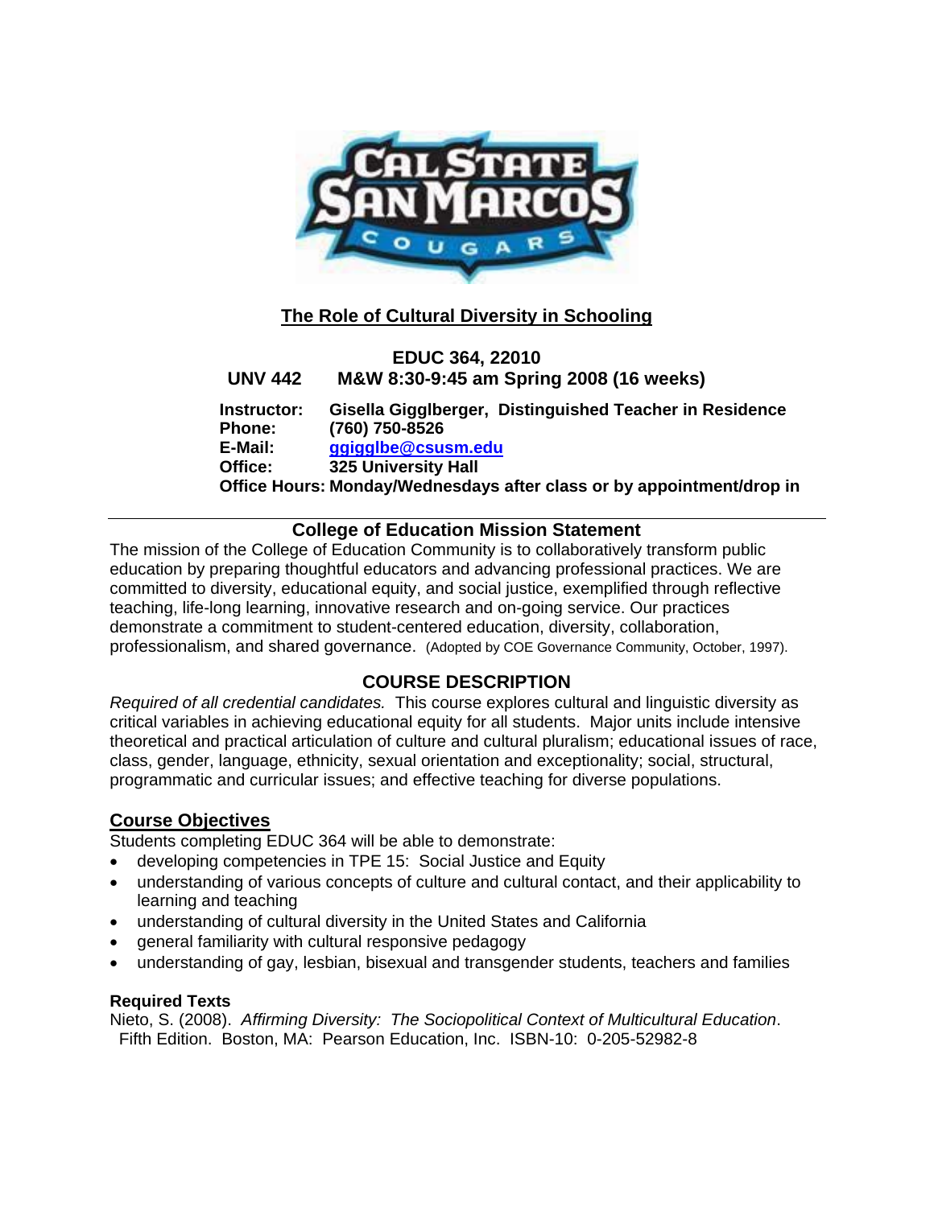## The Role of Cultural Diversity in Schooling

**EDUC 364, 22010**
**UNV 442 M&W 8:30-9:45 am Spring 2008 (16 weeks)**

**Instructor:** **Gisella Gigglberger, Distinguished Teacher in Residence**
**Phone:** **(760) 750-8526**
**E-Mail:** **ggigglbe@csusm.edu**
**Office:** **325 University Hall**
**Office Hours: Monday/Wednesdays after class or by appointment/drop in**

---

### College of Education Mission Statement

The mission of the College of Education Community is to collaboratively transform public education by preparing thoughtful educators and advancing professional practices. We are committed to diversity, educational equity, and social justice, exemplified through reflective teaching, life-long learning, innovative research and on-going service. Our practices demonstrate a commitment to student-centered education, diversity, collaboration, professionalism, and shared governance. (Adopted by COE Governance Community, October, 1997).

### COURSE DESCRIPTION

*Required of all credential candidates.* This course explores cultural and linguistic diversity as critical variables in achieving educational equity for all students. Major units include intensive theoretical and practical articulation of culture and cultural pluralism; educational issues of race, class, gender, language, ethnicity, sexual orientation and exceptionality; social, structural, programmatic and curricular issues; and effective teaching for diverse populations.

### Course Objectives

Students completing EDUC 364 will be able to demonstrate:

- developing competencies in TPE 15: Social Justice and Equity
- understanding of various concepts of culture and cultural contact, and their applicability to learning and teaching
- understanding of cultural diversity in the United States and California
- general familiarity with cultural responsive pedagogy
- understanding of gay, lesbian, bisexual and transgender students, teachers and families

**Required Texts**

Nieto, S. (2008). *Affirming Diversity: The Sociopolitical Context of Multicultural Education*. Fifth Edition. Boston, MA: Pearson Education, Inc. ISBN-10: 0-205-52982-8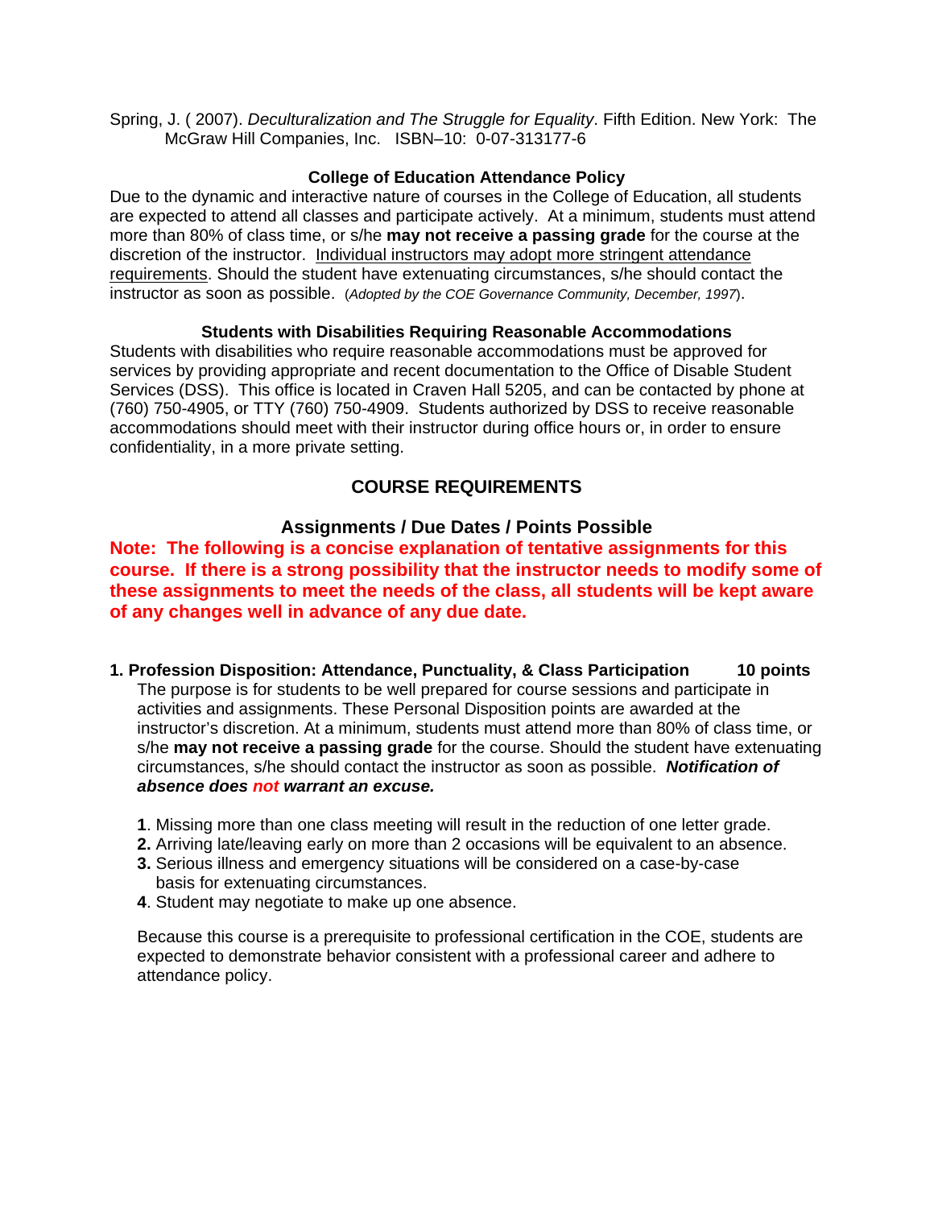Spring, J. ( 2007). *Deculturalization and The Struggle for Equality*. Fifth Edition. New York: The McGraw Hill Companies, Inc. ISBN–10: 0-07-313177-6

### College of Education Attendance Policy

Due to the dynamic and interactive nature of courses in the College of Education, all students are expected to attend all classes and participate actively. At a minimum, students must attend more than 80% of class time, or s/he **may not receive a passing grade** for the course at the discretion of the instructor. Individual instructors may adopt more stringent attendance requirements. Should the student have extenuating circumstances, s/he should contact the instructor as soon as possible. (*Adopted by the COE Governance Community, December, 1997*).

### Students with Disabilities Requiring Reasonable Accommodations

Students with disabilities who require reasonable accommodations must be approved for services by providing appropriate and recent documentation to the Office of Disable Student Services (DSS). This office is located in Craven Hall 5205, and can be contacted by phone at (760) 750-4905, or TTY (760) 750-4909. Students authorized by DSS to receive reasonable accommodations should meet with their instructor during office hours or, in order to ensure confidentiality, in a more private setting.

## COURSE REQUIREMENTS

### Assignments / Due Dates / Points Possible

**Note: The following is a concise explanation of tentative assignments for this course. If there is a strong possibility that the instructor needs to modify some of these assignments to meet the needs of the class, all students will be kept aware of any changes well in advance of any due date.**

**1. Profession Disposition: Attendance, Punctuality, & Class Participation 10 points**

The purpose is for students to be well prepared for course sessions and participate in activities and assignments. These Personal Disposition points are awarded at the instructor's discretion. At a minimum, students must attend more than 80% of class time, or s/he **may not receive a passing grade** for the course. Should the student have extenuating circumstances, s/he should contact the instructor as soon as possible. ***Notification of absence does not warrant an excuse.***

1. Missing more than one class meeting will result in the reduction of one letter grade.
2. Arriving late/leaving early on more than 2 occasions will be equivalent to an absence.
3. Serious illness and emergency situations will be considered on a case-by-case basis for extenuating circumstances.
4. Student may negotiate to make up one absence.

Because this course is a prerequisite to professional certification in the COE, students are expected to demonstrate behavior consistent with a professional career and adhere to attendance policy.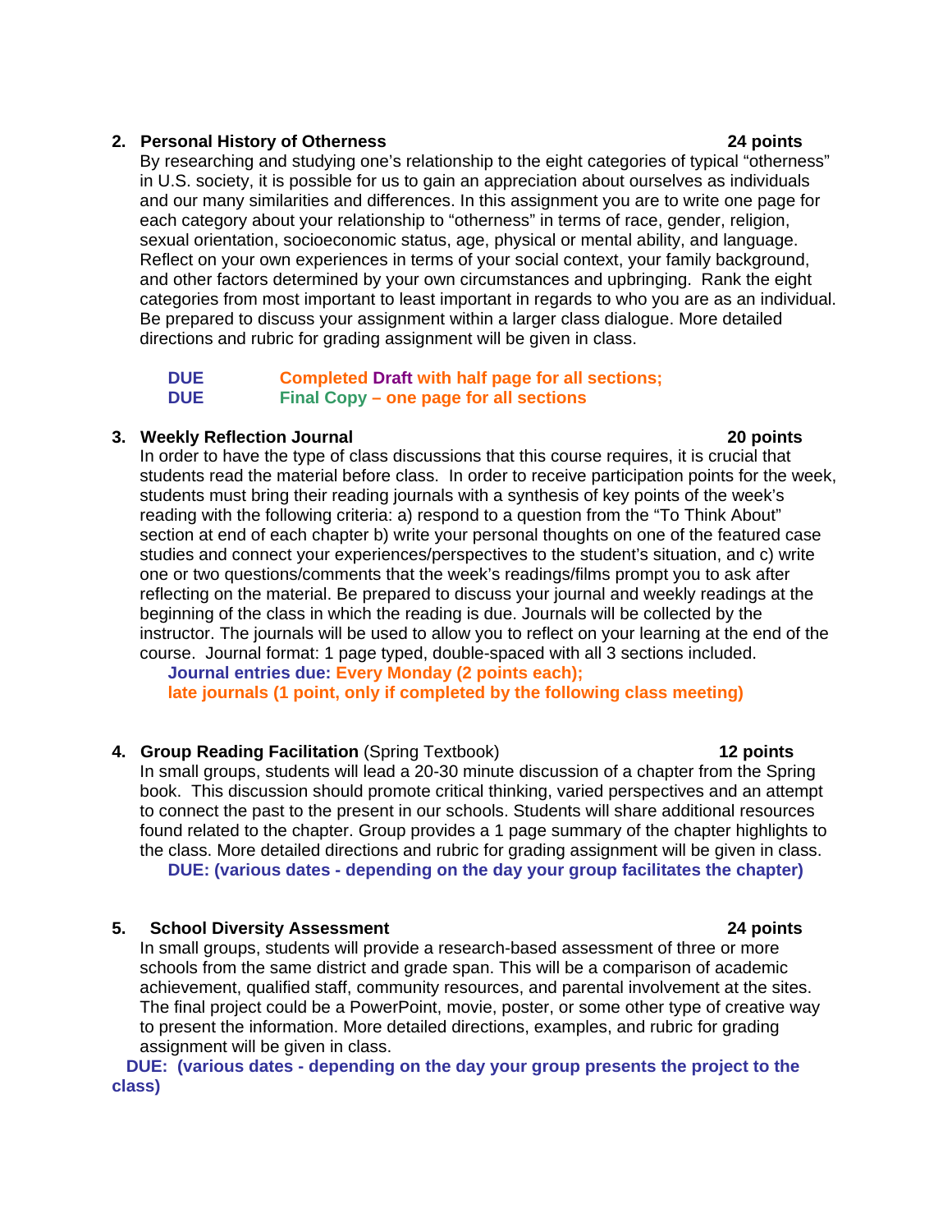2. **Personal History of Otherness** **24 points**

   By researching and studying one's relationship to the eight categories of typical "otherness" in U.S. society, it is possible for us to gain an appreciation about ourselves as individuals and our many similarities and differences. In this assignment you are to write one page for each category about your relationship to "otherness" in terms of race, gender, religion, sexual orientation, socioeconomic status, age, physical or mental ability, and language. Reflect on your own experiences in terms of your social context, your family background, and other factors determined by your own circumstances and upbringing. Rank the eight categories from most important to least important in regards to who you are as an individual. Be prepared to discuss your assignment within a larger class dialogue. More detailed directions and rubric for grading assignment will be given in class.

   **DUE** **Completed Draft with half page for all sections;**
   **DUE** **Final Copy – one page for all sections**

3. **Weekly Reflection Journal** **20 points**

   In order to have the type of class discussions that this course requires, it is crucial that students read the material before class. In order to receive participation points for the week, students must bring their reading journals with a synthesis of key points of the week's reading with the following criteria: a) respond to a question from the "To Think About" section at end of each chapter b) write your personal thoughts on one of the featured case studies and connect your experiences/perspectives to the student's situation, and c) write one or two questions/comments that the week's readings/films prompt you to ask after reflecting on the material. Be prepared to discuss your journal and weekly readings at the beginning of the class in which the reading is due. Journals will be collected by the instructor. The journals will be used to allow you to reflect on your learning at the end of the course. Journal format: 1 page typed, double-spaced with all 3 sections included.
   **Journal entries due: Every Monday (2 points each);**
   **late journals (1 point, only if completed by the following class meeting)**

4. **Group Reading Facilitation** (Spring Textbook) **12 points**

   In small groups, students will lead a 20-30 minute discussion of a chapter from the Spring book. This discussion should promote critical thinking, varied perspectives and an attempt to connect the past to the present in our schools. Students will share additional resources found related to the chapter. Group provides a 1 page summary of the chapter highlights to the class. More detailed directions and rubric for grading assignment will be given in class.
   **DUE: (various dates - depending on the day your group facilitates the chapter)**

5. **School Diversity Assessment** **24 points**

   In small groups, students will provide a research-based assessment of three or more schools from the same district and grade span. This will be a comparison of academic achievement, qualified staff, community resources, and parental involvement at the sites. The final project could be a PowerPoint, movie, poster, or some other type of creative way to present the information. More detailed directions, examples, and rubric for grading assignment will be given in class.
   **DUE: (various dates - depending on the day your group presents the project to the class)**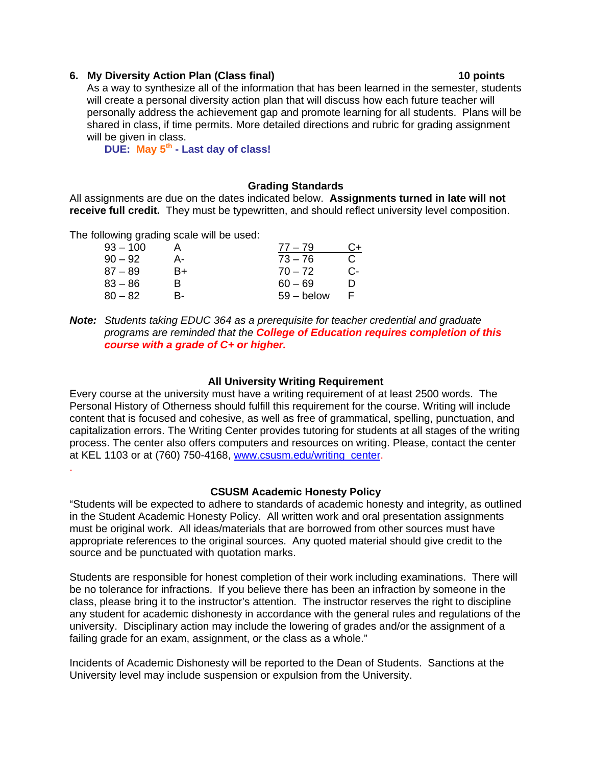**6. My Diversity Action Plan (Class final) 10 points**

As a way to synthesize all of the information that has been learned in the semester, students will create a personal diversity action plan that will discuss how each future teacher will personally address the achievement gap and promote learning for all students. Plans will be shared in class, if time permits. More detailed directions and rubric for grading assignment will be given in class.

**DUE: May 5th - Last day of class!**

### Grading Standards

All assignments are due on the dates indicated below. **Assignments turned in late will not receive full credit.** They must be typewritten, and should reflect university level composition.

The following grading scale will be used:

| | | | |
|---|---|---|---|
| 93 – 100 | A | 77 – 79 | C+ |
| 90 – 92 | A- | 73 – 76 | C |
| 87 – 89 | B+ | 70 – 72 | C- |
| 83 – 86 | B | 60 – 69 | D |
| 80 – 82 | B- | 59 – below | F |

***Note:*** *Students taking EDUC 364 as a prerequisite for teacher credential and graduate programs are reminded that the* ***College of Education requires completion of this course with a grade of C+ or higher.***

### All University Writing Requirement

Every course at the university must have a writing requirement of at least 2500 words. The Personal History of Otherness should fulfill this requirement for the course. Writing will include content that is focused and cohesive, as well as free of grammatical, spelling, punctuation, and capitalization errors. The Writing Center provides tutoring for students at all stages of the writing process. The center also offers computers and resources on writing. Please, contact the center at KEL 1103 or at (760) 750-4168, www.csusm.edu/writing_center.

### CSUSM Academic Honesty Policy

"Students will be expected to adhere to standards of academic honesty and integrity, as outlined in the Student Academic Honesty Policy. All written work and oral presentation assignments must be original work. All ideas/materials that are borrowed from other sources must have appropriate references to the original sources. Any quoted material should give credit to the source and be punctuated with quotation marks.

Students are responsible for honest completion of their work including examinations. There will be no tolerance for infractions. If you believe there has been an infraction by someone in the class, please bring it to the instructor's attention. The instructor reserves the right to discipline any student for academic dishonesty in accordance with the general rules and regulations of the university. Disciplinary action may include the lowering of grades and/or the assignment of a failing grade for an exam, assignment, or the class as a whole."

Incidents of Academic Dishonesty will be reported to the Dean of Students. Sanctions at the University level may include suspension or expulsion from the University.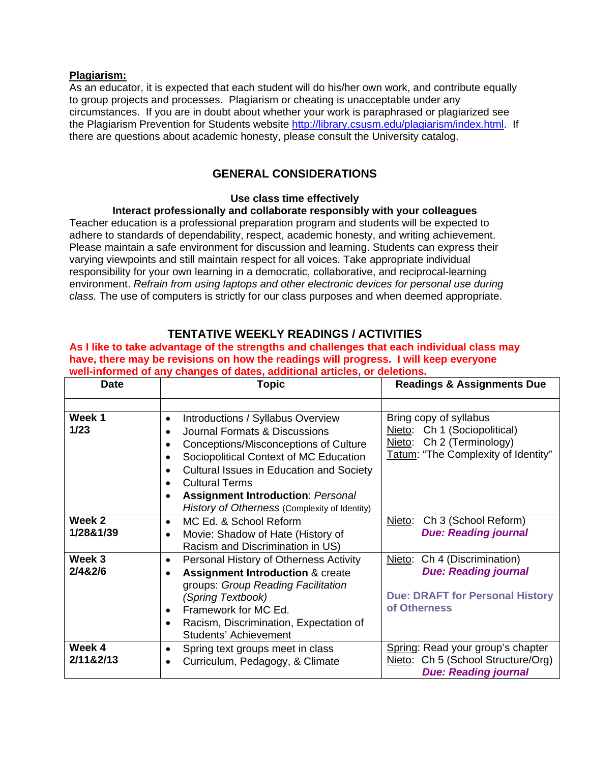**Plagiarism:**
As an educator, it is expected that each student will do his/her own work, and contribute equally to group projects and processes. Plagiarism or cheating is unacceptable under any circumstances. If you are in doubt about whether your work is paraphrased or plagiarized see the Plagiarism Prevention for Students website http://library.csusm.edu/plagiarism/index.html. If there are questions about academic honesty, please consult the University catalog.

## GENERAL CONSIDERATIONS

**Use class time effectively**
**Interact professionally and collaborate responsibly with your colleagues**

Teacher education is a professional preparation program and students will be expected to adhere to standards of dependability, respect, academic honesty, and writing achievement. Please maintain a safe environment for discussion and learning. Students can express their varying viewpoints and still maintain respect for all voices. Take appropriate individual responsibility for your own learning in a democratic, collaborative, and reciprocal-learning environment. *Refrain from using laptops and other electronic devices for personal use during class.* The use of computers is strictly for our class purposes and when deemed appropriate.

## TENTATIVE WEEKLY READINGS / ACTIVITIES

**As I like to take advantage of the strengths and challenges that each individual class may have, there may be revisions on how the readings will progress. I will keep everyone well-informed of any changes of dates, additional articles, or deletions.**

| Date | Topic | Readings & Assignments Due |
|---|---|---|
| | | |
| **Week 1**<br>**1/23** | • Introductions / Syllabus Overview<br>• Journal Formats & Discussions<br>• Conceptions/Misconceptions of Culture<br>• Sociopolitical Context of MC Education<br>• Cultural Issues in Education and Society<br>• Cultural Terms<br>• **Assignment Introduction**: *Personal History of Otherness* (Complexity of Identity) | Bring copy of syllabus<br>Nieto: Ch 1 (Sociopolitical)<br>Nieto: Ch 2 (Terminology)<br>Tatum: "The Complexity of Identity" |
| **Week 2**<br>**1/28&1/39** | • MC Ed. & School Reform<br>• Movie: Shadow of Hate (History of Racism and Discrimination in US) | Nieto: Ch 3 (School Reform)<br>***Due: Reading journal*** |
| **Week 3**<br>**2/4&2/6** | • Personal History of Otherness Activity<br>• **Assignment Introduction** & create groups: *Group Reading Facilitation (Spring Textbook)*<br>• Framework for MC Ed.<br>• Racism, Discrimination, Expectation of Students' Achievement | Nieto: Ch 4 (Discrimination)<br>***Due: Reading journal***<br><br>**Due: DRAFT for Personal History of Otherness** |
| **Week 4**<br>**2/11&2/13** | • Spring text groups meet in class<br>• Curriculum, Pedagogy, & Climate | Spring: Read your group's chapter<br>Nieto: Ch 5 (School Structure/Org)<br>***Due: Reading journal*** |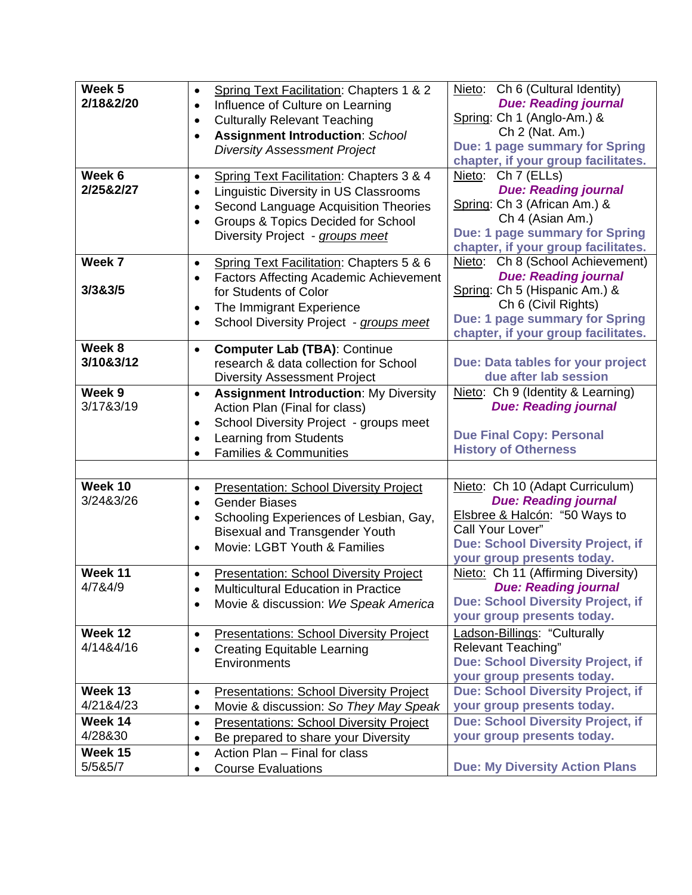| | | |
|---|---|---|
| **Week 5** **2/18&2/20** | • Spring Text Facilitation: Chapters 1 & 2<br>• Influence of Culture on Learning<br>• Culturally Relevant Teaching<br>• **Assignment Introduction**: *School Diversity Assessment Project* | Nieto: Ch 6 (Cultural Identity)<br>***Due: Reading journal***<br>Spring: Ch 1 (Anglo-Am.) & Ch 2 (Nat. Am.)<br>**Due: 1 page summary for Spring chapter, if your group facilitates.** |
| **Week 6** **2/25&2/27** | • Spring Text Facilitation: Chapters 3 & 4<br>• Linguistic Diversity in US Classrooms<br>• Second Language Acquisition Theories<br>• Groups & Topics Decided for School Diversity Project - *groups meet* | Nieto: Ch 7 (ELLs)<br>***Due: Reading journal***<br>Spring: Ch 3 (African Am.) & Ch 4 (Asian Am.)<br>**Due: 1 page summary for Spring chapter, if your group facilitates.** |
| **Week 7** **3/3&3/5** | • Spring Text Facilitation: Chapters 5 & 6<br>• Factors Affecting Academic Achievement for Students of Color<br>• The Immigrant Experience<br>• School Diversity Project - *groups meet* | Nieto: Ch 8 (School Achievement)<br>***Due: Reading journal***<br>Spring: Ch 5 (Hispanic Am.) & Ch 6 (Civil Rights)<br>**Due: 1 page summary for Spring chapter, if your group facilitates.** |
| **Week 8** **3/10&3/12** | • **Computer Lab (TBA)**: Continue research & data collection for School Diversity Assessment Project | **Due: Data tables for your project due after lab session** |
| **Week 9** 3/17&3/19 | • **Assignment Introduction**: My Diversity Action Plan (Final for class)<br>• School Diversity Project - groups meet<br>• Learning from Students<br>• Families & Communities | Nieto: Ch 9 (Identity & Learning)<br>***Due: Reading journal***<br>**Due Final Copy: Personal History of Otherness** |
| | | |
| **Week 10** 3/24&3/26 | • Presentation: School Diversity Project<br>• Gender Biases<br>• Schooling Experiences of Lesbian, Gay, Bisexual and Transgender Youth<br>• Movie: LGBT Youth & Families | Nieto: Ch 10 (Adapt Curriculum)<br>***Due: Reading journal***<br>Elsbree & Halcón: "50 Ways to Call Your Lover"<br>**Due: School Diversity Project, if your group presents today.** |
| **Week 11** 4/7&4/9 | • Presentation: School Diversity Project<br>• Multicultural Education in Practice<br>• Movie & discussion: *We Speak America* | Nieto: Ch 11 (Affirming Diversity)<br>***Due: Reading journal***<br>**Due: School Diversity Project, if your group presents today.** |
| **Week 12** 4/14&4/16 | • Presentations: School Diversity Project<br>• Creating Equitable Learning Environments | Ladson-Billings: "Culturally Relevant Teaching"<br>**Due: School Diversity Project, if your group presents today.** |
| **Week 13** 4/21&4/23 | • Presentations: School Diversity Project<br>• Movie & discussion: *So They May Speak* | **Due: School Diversity Project, if your group presents today.** |
| **Week 14** 4/28&30 | • Presentations: School Diversity Project<br>• Be prepared to share your Diversity | **Due: School Diversity Project, if your group presents today.** |
| **Week 15** 5/5&5/7 | • Action Plan – Final for class<br>• Course Evaluations | **Due: My Diversity Action Plans** |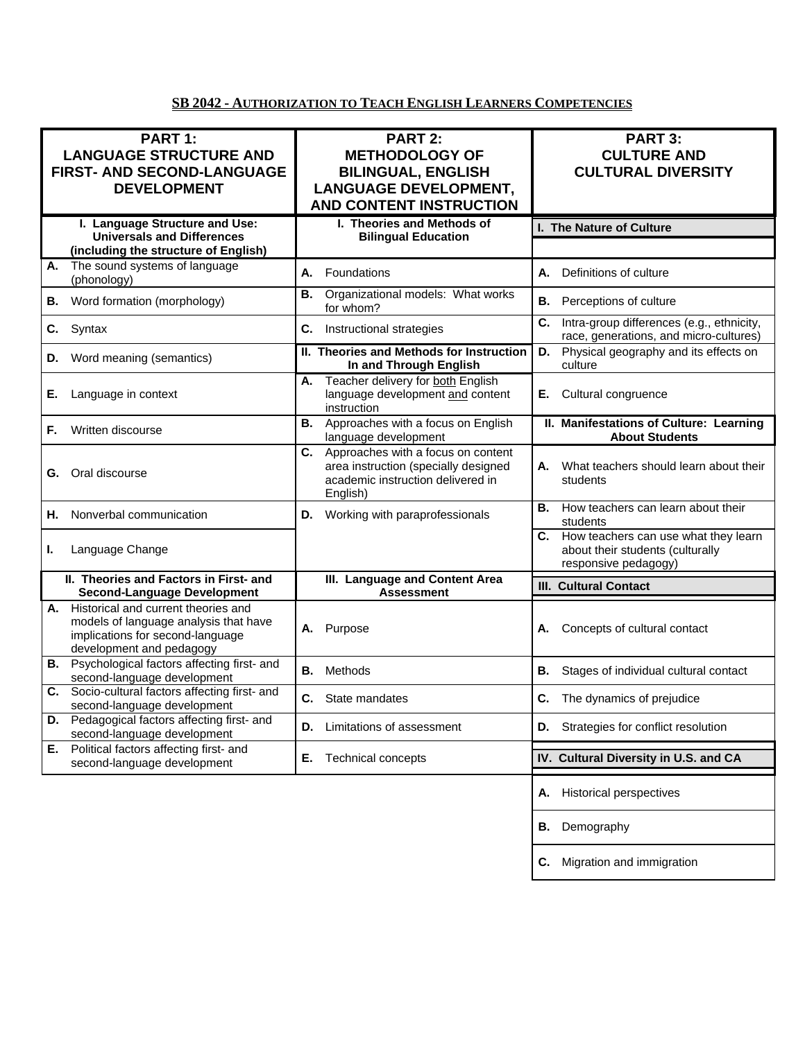## SB 2042 - AUTHORIZATION TO TEACH ENGLISH LEARNERS COMPETENCIES

| PART 1: LANGUAGE STRUCTURE AND FIRST- AND SECOND-LANGUAGE DEVELOPMENT | PART 2: METHODOLOGY OF BILINGUAL, ENGLISH LANGUAGE DEVELOPMENT, AND CONTENT INSTRUCTION | PART 3: CULTURE AND CULTURAL DIVERSITY |
|---|---|---|
| **I. Language Structure and Use: Universals and Differences (including the structure of English)** | **I. Theories and Methods of Bilingual Education** | **I. The Nature of Culture** |
| **A.** The sound systems of language (phonology) | **A.** Foundations | **A.** Definitions of culture |
| **B.** Word formation (morphology) | **B.** Organizational models: What works for whom? | **B.** Perceptions of culture |
| **C.** Syntax | **C.** Instructional strategies | **C.** Intra-group differences (e.g., ethnicity, race, generations, and micro-cultures) |
| **D.** Word meaning (semantics) | **II. Theories and Methods for Instruction In and Through English** | **D.** Physical geography and its effects on culture |
| **E.** Language in context | **A.** Teacher delivery for both English language development and content instruction | **E.** Cultural congruence |
| **F.** Written discourse | **B.** Approaches with a focus on English language development | **II. Manifestations of Culture: Learning About Students** |
| **G.** Oral discourse | **C.** Approaches with a focus on content area instruction (specially designed academic instruction delivered in English) | **A.** What teachers should learn about their students |
| **H.** Nonverbal communication | **D.** Working with paraprofessionals | **B.** How teachers can learn about their students |
| **I.** Language Change | | **C.** How teachers can use what they learn about their students (culturally responsive pedagogy) |
| **II. Theories and Factors in First- and Second-Language Development** | **III. Language and Content Area Assessment** | **III. Cultural Contact** |
| **A.** Historical and current theories and models of language analysis that have implications for second-language development and pedagogy | **A.** Purpose | **A.** Concepts of cultural contact |
| **B.** Psychological factors affecting first- and second-language development | **B.** Methods | **B.** Stages of individual cultural contact |
| **C.** Socio-cultural factors affecting first- and second-language development | **C.** State mandates | **C.** The dynamics of prejudice |
| **D.** Pedagogical factors affecting first- and second-language development | **D.** Limitations of assessment | **D.** Strategies for conflict resolution |
| **E.** Political factors affecting first- and second-language development | **E.** Technical concepts | **IV. Cultural Diversity in U.S. and CA** |
| | | **A.** Historical perspectives |
| | | **B.** Demography |
| | | **C.** Migration and immigration |